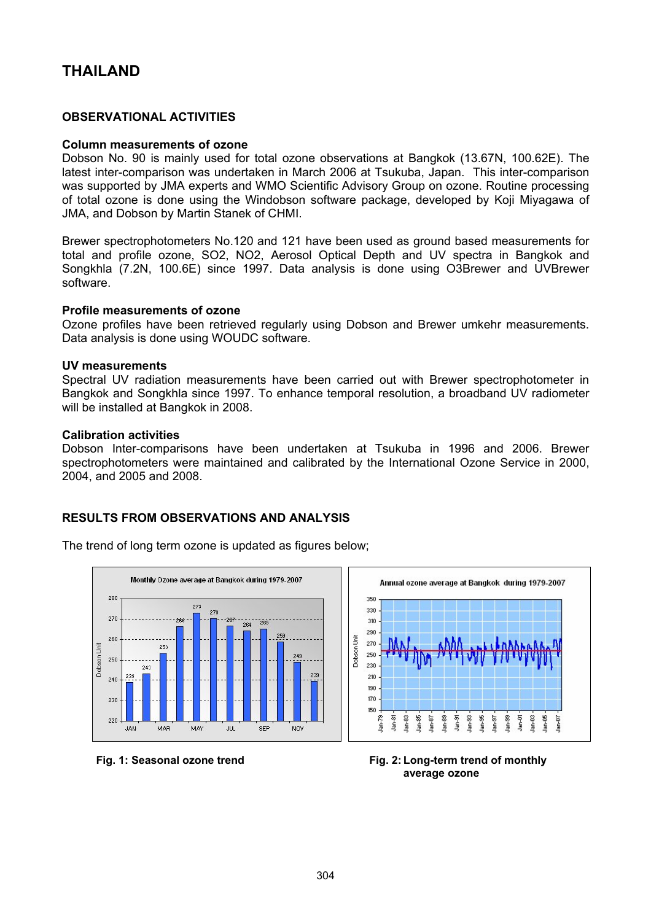# THAILAND

## OBSERVATIONAL ACTIVITIES

### Column measurements of ozone

Dobson No. 90 is mainly used for total ozone observations at Bangkok (13.67N, 100.62E). The latest inter-comparison was undertaken in March 2006 at Tsukuba, Japan. This inter-comparison was supported by JMA experts and WMO Scientific Advisory Group on ozone. Routine processing of total ozone is done using the Windobson software package, developed by Koji Miyagawa of JMA, and Dobson by Martin Stanek of CHMI.

Brewer spectrophotometers No.120 and 121 have been used as ground based measurements for total and profile ozone, $SO_2$, $NO_2$, Aerosol Optical Depth and UV spectra in Bangkok and Songkhla (7.2N, 100.6E) since 1997. Data analysis is done using O3Brewer and UVBrewer software.

### Profile measurements of ozone

Ozone profiles have been retrieved regularly using Dobson and Brewer umkehr measurements. Data analysis is done using WOUDC software.

### UV measurements

Spectral UV radiation measurements have been carried out with Brewer spectrophotometer in Bangkok and Songkhla since 1997. To enhance temporal resolution, a broadband UV radiometer will be installed at Bangkok in 2008.

### Calibration activities

Dobson Inter-comparisons have been undertaken at Tsukuba in 1996 and 2006. Brewer spectrophotometers were maintained and calibrated by the International Ozone Service in 2000, 2004, and 2005 and 2008.

## RESULTS FROM OBSERVATIONS AND ANALYSIS

The trend of long term ozone is updated as figures below;

**Fig. 1: Seasonal ozone trend**

**Fig. 2: Long-term trend of monthly average ozone**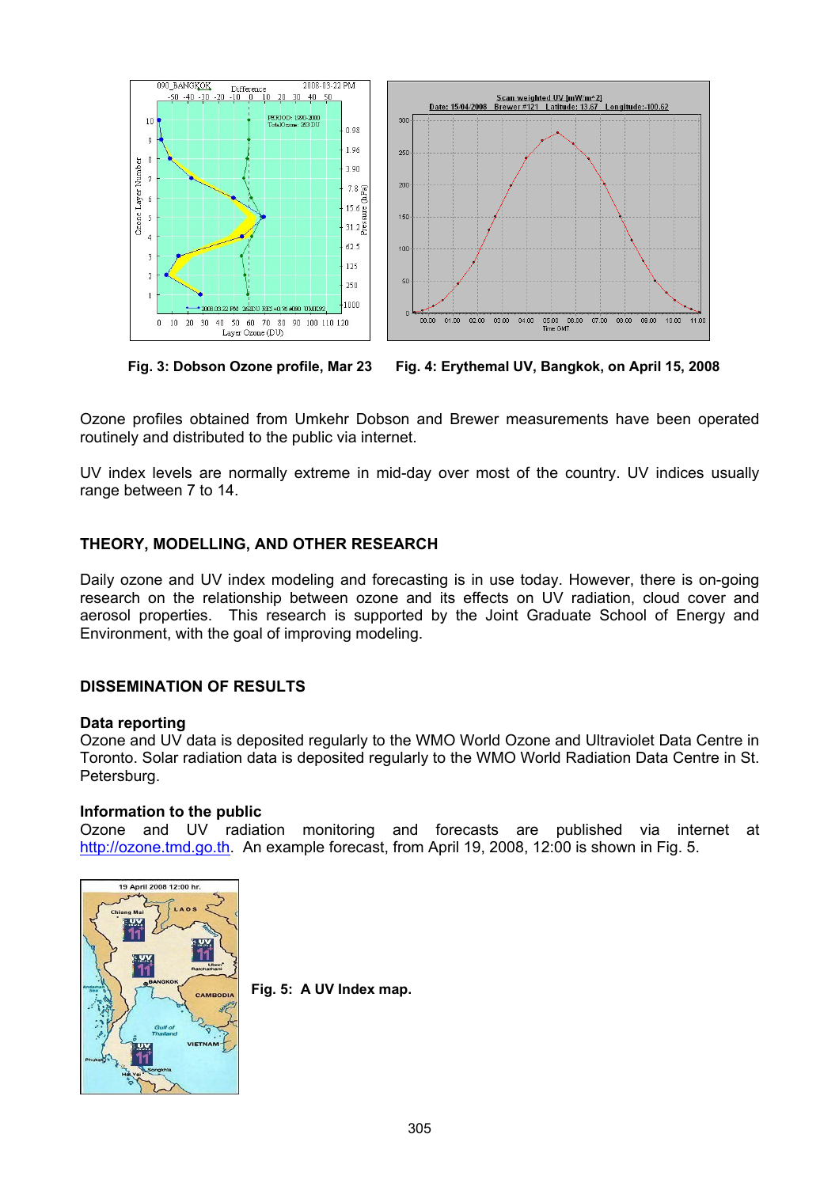Fig. 3: Dobson Ozone profile, Mar 23

Fig. 4: Erythemal UV, Bangkok, on April 15, 2008

Ozone profiles obtained from Umkehr Dobson and Brewer measurements have been operated routinely and distributed to the public via internet.

UV index levels are normally extreme in mid-day over most of the country. UV indices usually range between 7 to 14.

## THEORY, MODELLING, AND OTHER RESEARCH

Daily ozone and UV index modeling and forecasting is in use today. However, there is on-going research on the relationship between ozone and its effects on UV radiation, cloud cover and aerosol properties. This research is supported by the Joint Graduate School of Energy and Environment, with the goal of improving modeling.

## DISSEMINATION OF RESULTS

### Data reporting

Ozone and UV data is deposited regularly to the WMO World Ozone and Ultraviolet Data Centre in Toronto. Solar radiation data is deposited regularly to the WMO World Radiation Data Centre in St. Petersburg.

### Information to the public

Ozone and UV radiation monitoring and forecasts are published via internet at http://ozone.tmd.go.th. An example forecast, from April 19, 2008, 12:00 is shown in Fig. 5.

Fig. 5: A UV Index map.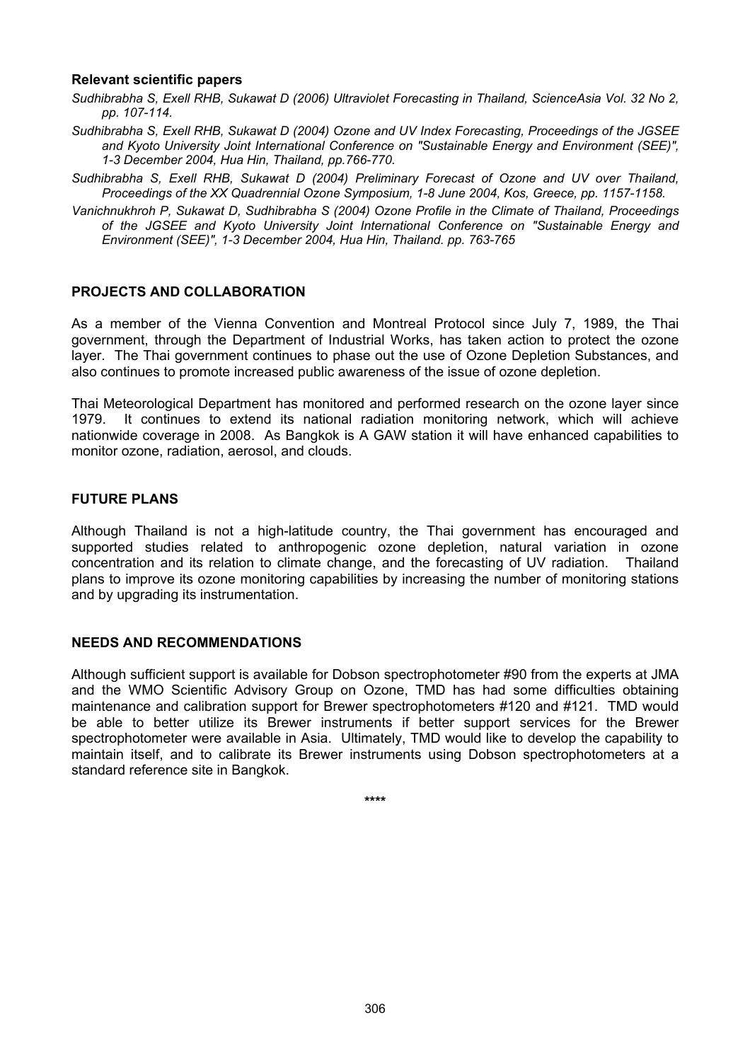**Relevant scientific papers**

*Sudhibrabha S, Exell RHB, Sukawat D (2006) Ultraviolet Forecasting in Thailand, ScienceAsia Vol. 32 No 2, pp. 107-114.*

*Sudhibrabha S, Exell RHB, Sukawat D (2004) Ozone and UV Index Forecasting, Proceedings of the JGSEE and Kyoto University Joint International Conference on "Sustainable Energy and Environment (SEE)", 1-3 December 2004, Hua Hin, Thailand, pp.766-770.*

*Sudhibrabha S, Exell RHB, Sukawat D (2004) Preliminary Forecast of Ozone and UV over Thailand, Proceedings of the XX Quadrennial Ozone Symposium, 1-8 June 2004, Kos, Greece, pp. 1157-1158.*

*Vanichnukhroh P, Sukawat D, Sudhibrabha S (2004) Ozone Profile in the Climate of Thailand, Proceedings of the JGSEE and Kyoto University Joint International Conference on "Sustainable Energy and Environment (SEE)", 1-3 December 2004, Hua Hin, Thailand. pp. 763-765*

## PROJECTS AND COLLABORATION

As a member of the Vienna Convention and Montreal Protocol since July 7, 1989, the Thai government, through the Department of Industrial Works, has taken action to protect the ozone layer. The Thai government continues to phase out the use of Ozone Depletion Substances, and also continues to promote increased public awareness of the issue of ozone depletion.

Thai Meteorological Department has monitored and performed research on the ozone layer since 1979. It continues to extend its national radiation monitoring network, which will achieve nationwide coverage in 2008. As Bangkok is A GAW station it will have enhanced capabilities to monitor ozone, radiation, aerosol, and clouds.

## FUTURE PLANS

Although Thailand is not a high-latitude country, the Thai government has encouraged and supported studies related to anthropogenic ozone depletion, natural variation in ozone concentration and its relation to climate change, and the forecasting of UV radiation. Thailand plans to improve its ozone monitoring capabilities by increasing the number of monitoring stations and by upgrading its instrumentation.

## NEEDS AND RECOMMENDATIONS

Although sufficient support is available for Dobson spectrophotometer #90 from the experts at JMA and the WMO Scientific Advisory Group on Ozone, TMD has had some difficulties obtaining maintenance and calibration support for Brewer spectrophotometers #120 and #121. TMD would be able to better utilize its Brewer instruments if better support services for the Brewer spectrophotometer were available in Asia. Ultimately, TMD would like to develop the capability to maintain itself, and to calibrate its Brewer instruments using Dobson spectrophotometers at a standard reference site in Bangkok.

****